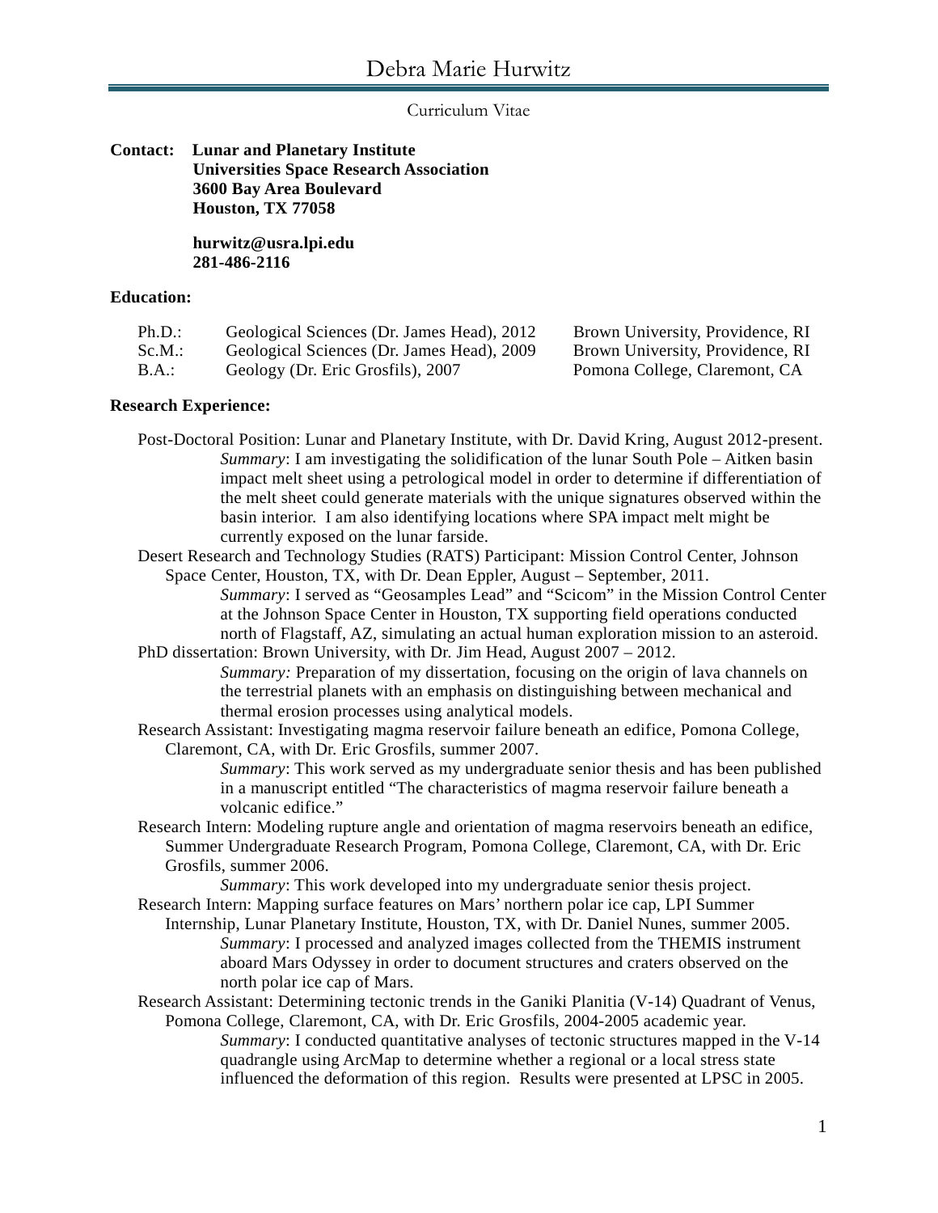# Debra Marie Hurwitz

Curriculum Vitae

**Contact:** **Lunar and Planetary Institute**
**Universities Space Research Association**
**3600 Bay Area Boulevard**
**Houston, TX 77058**

**hurwitz@usra.lpi.edu**
**281-486-2116**

## Education:

| | | |
|---|---|---|
| Ph.D.: | Geological Sciences (Dr. James Head), 2012 | Brown University, Providence, RI |
| Sc.M.: | Geological Sciences (Dr. James Head), 2009 | Brown University, Providence, RI |
| B.A.: | Geology (Dr. Eric Grosfils), 2007 | Pomona College, Claremont, CA |

## Research Experience:

Post-Doctoral Position: Lunar and Planetary Institute, with Dr. David Kring, August 2012-present.
*Summary*: I am investigating the solidification of the lunar South Pole – Aitken basin impact melt sheet using a petrological model in order to determine if differentiation of the melt sheet could generate materials with the unique signatures observed within the basin interior. I am also identifying locations where SPA impact melt might be currently exposed on the lunar farside.

Desert Research and Technology Studies (RATS) Participant: Mission Control Center, Johnson Space Center, Houston, TX, with Dr. Dean Eppler, August – September, 2011.
*Summary*: I served as "Geosamples Lead" and "Scicom" in the Mission Control Center at the Johnson Space Center in Houston, TX supporting field operations conducted north of Flagstaff, AZ, simulating an actual human exploration mission to an asteroid.

PhD dissertation: Brown University, with Dr. Jim Head, August 2007 – 2012.
*Summary:* Preparation of my dissertation, focusing on the origin of lava channels on the terrestrial planets with an emphasis on distinguishing between mechanical and thermal erosion processes using analytical models.

Research Assistant: Investigating magma reservoir failure beneath an edifice, Pomona College, Claremont, CA, with Dr. Eric Grosfils, summer 2007.
*Summary*: This work served as my undergraduate senior thesis and has been published in a manuscript entitled "The characteristics of magma reservoir failure beneath a volcanic edifice."

Research Intern: Modeling rupture angle and orientation of magma reservoirs beneath an edifice, Summer Undergraduate Research Program, Pomona College, Claremont, CA, with Dr. Eric Grosfils, summer 2006.
*Summary*: This work developed into my undergraduate senior thesis project.

Research Intern: Mapping surface features on Mars' northern polar ice cap, LPI Summer Internship, Lunar Planetary Institute, Houston, TX, with Dr. Daniel Nunes, summer 2005.
*Summary*: I processed and analyzed images collected from the THEMIS instrument aboard Mars Odyssey in order to document structures and craters observed on the north polar ice cap of Mars.

Research Assistant: Determining tectonic trends in the Ganiki Planitia (V-14) Quadrant of Venus, Pomona College, Claremont, CA, with Dr. Eric Grosfils, 2004-2005 academic year.
*Summary*: I conducted quantitative analyses of tectonic structures mapped in the V-14 quadrangle using ArcMap to determine whether a regional or a local stress state influenced the deformation of this region. Results were presented at LPSC in 2005.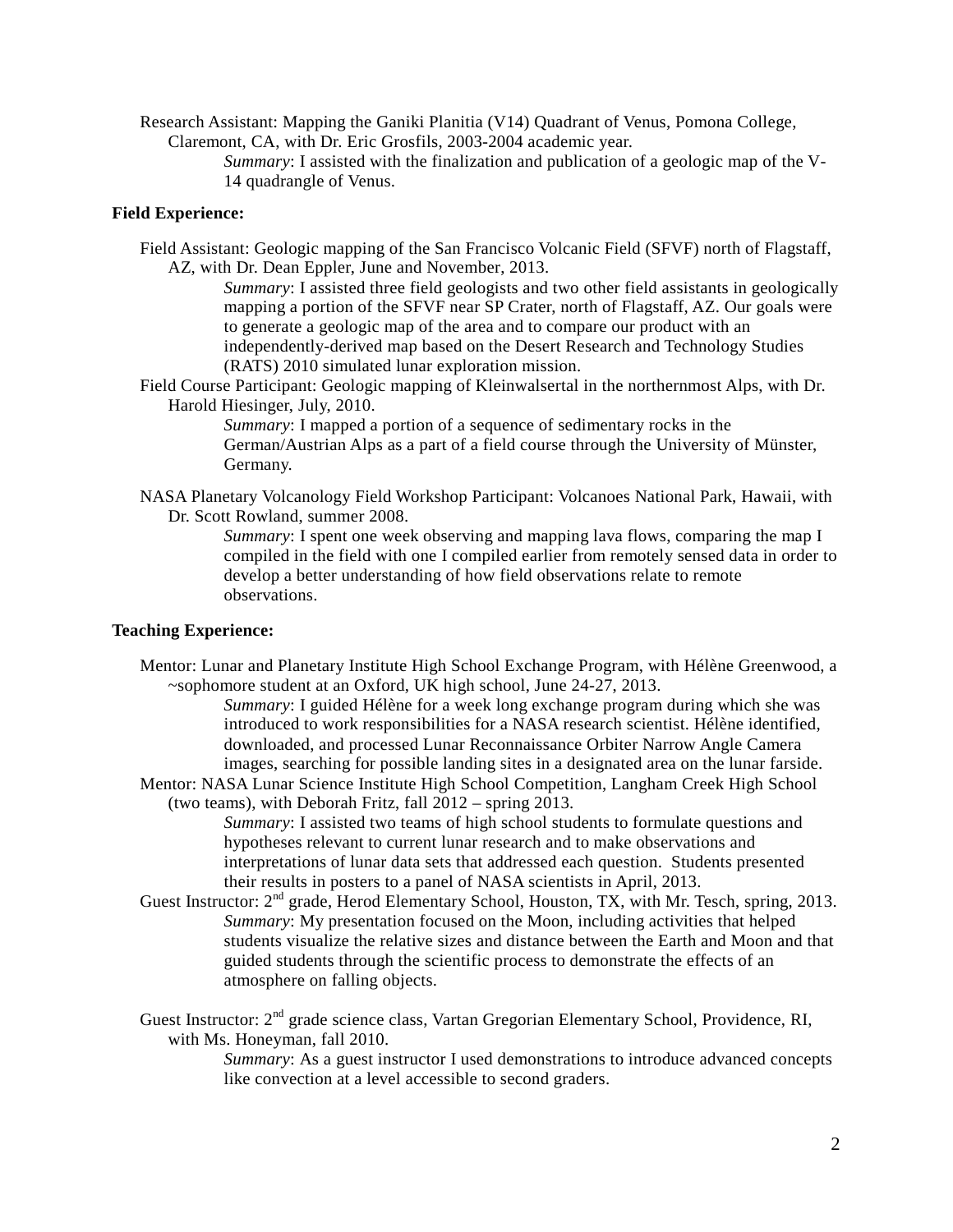Research Assistant: Mapping the Ganiki Planitia (V14) Quadrant of Venus, Pomona College, Claremont, CA, with Dr. Eric Grosfils, 2003-2004 academic year.

*Summary*: I assisted with the finalization and publication of a geologic map of the V-14 quadrangle of Venus.

**Field Experience:**

Field Assistant: Geologic mapping of the San Francisco Volcanic Field (SFVF) north of Flagstaff, AZ, with Dr. Dean Eppler, June and November, 2013.

*Summary*: I assisted three field geologists and two other field assistants in geologically mapping a portion of the SFVF near SP Crater, north of Flagstaff, AZ. Our goals were to generate a geologic map of the area and to compare our product with an independently-derived map based on the Desert Research and Technology Studies (RATS) 2010 simulated lunar exploration mission.

Field Course Participant: Geologic mapping of Kleinwalsertal in the northernmost Alps, with Dr. Harold Hiesinger, July, 2010.

*Summary*: I mapped a portion of a sequence of sedimentary rocks in the German/Austrian Alps as a part of a field course through the University of Münster, Germany.

NASA Planetary Volcanology Field Workshop Participant: Volcanoes National Park, Hawaii, with Dr. Scott Rowland, summer 2008.

*Summary*: I spent one week observing and mapping lava flows, comparing the map I compiled in the field with one I compiled earlier from remotely sensed data in order to develop a better understanding of how field observations relate to remote observations.

**Teaching Experience:**

Mentor: Lunar and Planetary Institute High School Exchange Program, with Hélène Greenwood, a ~sophomore student at an Oxford, UK high school, June 24-27, 2013.

*Summary*: I guided Hélène for a week long exchange program during which she was introduced to work responsibilities for a NASA research scientist. Hélène identified, downloaded, and processed Lunar Reconnaissance Orbiter Narrow Angle Camera images, searching for possible landing sites in a designated area on the lunar farside.

Mentor: NASA Lunar Science Institute High School Competition, Langham Creek High School (two teams), with Deborah Fritz, fall 2012 – spring 2013.

*Summary*: I assisted two teams of high school students to formulate questions and hypotheses relevant to current lunar research and to make observations and interpretations of lunar data sets that addressed each question. Students presented their results in posters to a panel of NASA scientists in April, 2013.

Guest Instructor: 2nd grade, Herod Elementary School, Houston, TX, with Mr. Tesch, spring, 2013.

*Summary*: My presentation focused on the Moon, including activities that helped students visualize the relative sizes and distance between the Earth and Moon and that guided students through the scientific process to demonstrate the effects of an atmosphere on falling objects.

Guest Instructor: 2nd grade science class, Vartan Gregorian Elementary School, Providence, RI, with Ms. Honeyman, fall 2010.

*Summary*: As a guest instructor I used demonstrations to introduce advanced concepts like convection at a level accessible to second graders.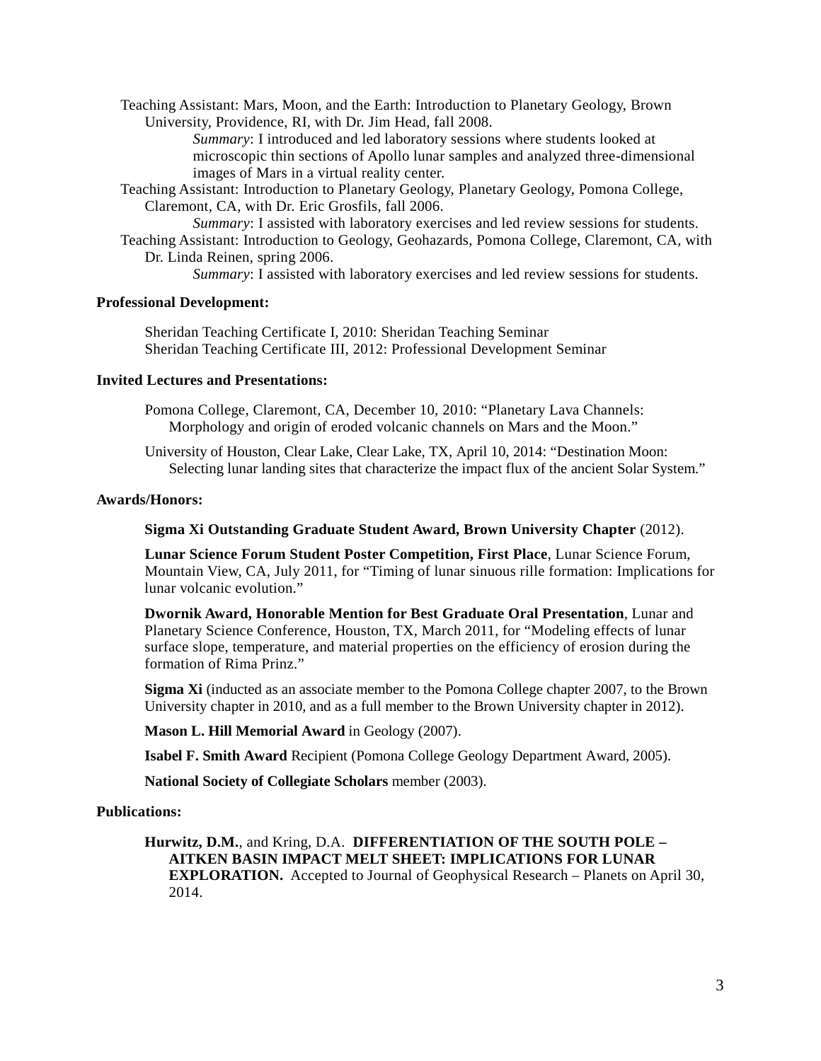Teaching Assistant: Mars, Moon, and the Earth: Introduction to Planetary Geology, Brown University, Providence, RI, with Dr. Jim Head, fall 2008.

*Summary*: I introduced and led laboratory sessions where students looked at microscopic thin sections of Apollo lunar samples and analyzed three-dimensional images of Mars in a virtual reality center.

Teaching Assistant: Introduction to Planetary Geology, Planetary Geology, Pomona College, Claremont, CA, with Dr. Eric Grosfils, fall 2006.

*Summary*: I assisted with laboratory exercises and led review sessions for students.

Teaching Assistant: Introduction to Geology, Geohazards, Pomona College, Claremont, CA, with Dr. Linda Reinen, spring 2006.

*Summary*: I assisted with laboratory exercises and led review sessions for students.

**Professional Development:**

Sheridan Teaching Certificate I, 2010: Sheridan Teaching Seminar
Sheridan Teaching Certificate III, 2012: Professional Development Seminar

**Invited Lectures and Presentations:**

Pomona College, Claremont, CA, December 10, 2010: "Planetary Lava Channels: Morphology and origin of eroded volcanic channels on Mars and the Moon."

University of Houston, Clear Lake, Clear Lake, TX, April 10, 2014: "Destination Moon: Selecting lunar landing sites that characterize the impact flux of the ancient Solar System."

**Awards/Honors:**

**Sigma Xi Outstanding Graduate Student Award, Brown University Chapter** (2012).

**Lunar Science Forum Student Poster Competition, First Place**, Lunar Science Forum, Mountain View, CA, July 2011, for "Timing of lunar sinuous rille formation: Implications for lunar volcanic evolution."

**Dwornik Award, Honorable Mention for Best Graduate Oral Presentation**, Lunar and Planetary Science Conference, Houston, TX, March 2011, for "Modeling effects of lunar surface slope, temperature, and material properties on the efficiency of erosion during the formation of Rima Prinz."

**Sigma Xi** (inducted as an associate member to the Pomona College chapter 2007, to the Brown University chapter in 2010, and as a full member to the Brown University chapter in 2012).

**Mason L. Hill Memorial Award** in Geology (2007).

**Isabel F. Smith Award** Recipient (Pomona College Geology Department Award, 2005).

**National Society of Collegiate Scholars** member (2003).

**Publications:**

**Hurwitz, D.M.**, and Kring, D.A. **DIFFERENTIATION OF THE SOUTH POLE – AITKEN BASIN IMPACT MELT SHEET: IMPLICATIONS FOR LUNAR EXPLORATION.** Accepted to Journal of Geophysical Research – Planets on April 30, 2014.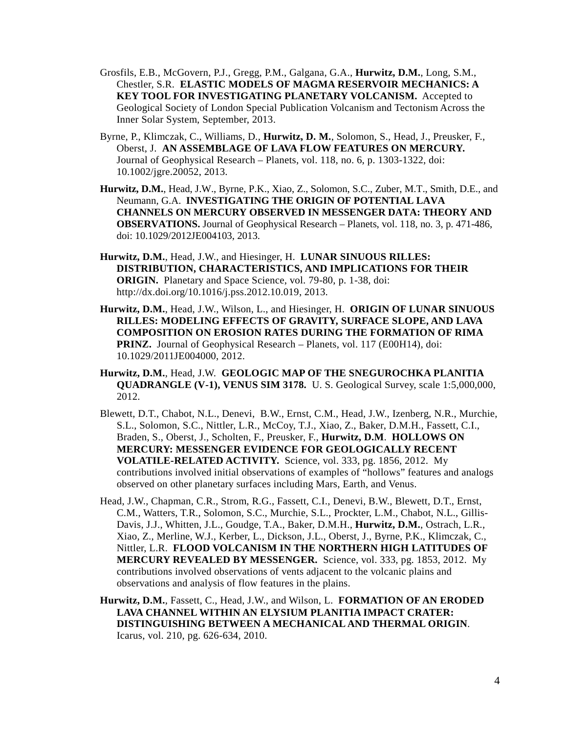Grosfils, E.B., McGovern, P.J., Gregg, P.M., Galgana, G.A., **Hurwitz, D.M.**, Long, S.M., Chestler, S.R. **ELASTIC MODELS OF MAGMA RESERVOIR MECHANICS: A KEY TOOL FOR INVESTIGATING PLANETARY VOLCANISM.** Accepted to Geological Society of London Special Publication Volcanism and Tectonism Across the Inner Solar System, September, 2013.

Byrne, P., Klimczak, C., Williams, D., **Hurwitz, D. M.**, Solomon, S., Head, J., Preusker, F., Oberst, J. **AN ASSEMBLAGE OF LAVA FLOW FEATURES ON MERCURY.** Journal of Geophysical Research – Planets, vol. 118, no. 6, p. 1303-1322, doi: 10.1002/jgre.20052, 2013.

**Hurwitz, D.M.**, Head, J.W., Byrne, P.K., Xiao, Z., Solomon, S.C., Zuber, M.T., Smith, D.E., and Neumann, G.A. **INVESTIGATING THE ORIGIN OF POTENTIAL LAVA CHANNELS ON MERCURY OBSERVED IN MESSENGER DATA: THEORY AND OBSERVATIONS.** Journal of Geophysical Research – Planets, vol. 118, no. 3, p. 471-486, doi: 10.1029/2012JE004103, 2013.

**Hurwitz, D.M.**, Head, J.W., and Hiesinger, H. **LUNAR SINUOUS RILLES: DISTRIBUTION, CHARACTERISTICS, AND IMPLICATIONS FOR THEIR ORIGIN.** Planetary and Space Science, vol. 79-80, p. 1-38, doi: http://dx.doi.org/10.1016/j.pss.2012.10.019, 2013.

**Hurwitz, D.M.**, Head, J.W., Wilson, L., and Hiesinger, H. **ORIGIN OF LUNAR SINUOUS RILLES: MODELING EFFECTS OF GRAVITY, SURFACE SLOPE, AND LAVA COMPOSITION ON EROSION RATES DURING THE FORMATION OF RIMA PRINZ.** Journal of Geophysical Research – Planets, vol. 117 (E00H14), doi: 10.1029/2011JE004000, 2012.

**Hurwitz, D.M.**, Head, J.W. **GEOLOGIC MAP OF THE SNEGUROCHKA PLANITIA QUADRANGLE (V-1), VENUS SIM 3178.** U. S. Geological Survey, scale 1:5,000,000, 2012.

Blewett, D.T., Chabot, N.L., Denevi, B.W., Ernst, C.M., Head, J.W., Izenberg, N.R., Murchie, S.L., Solomon, S.C., Nittler, L.R., McCoy, T.J., Xiao, Z., Baker, D.M.H., Fassett, C.I., Braden, S., Oberst, J., Scholten, F., Preusker, F., **Hurwitz, D.M**. **HOLLOWS ON MERCURY: MESSENGER EVIDENCE FOR GEOLOGICALLY RECENT VOLATILE-RELATED ACTIVITY.** Science, vol. 333, pg. 1856, 2012. My contributions involved initial observations of examples of "hollows" features and analogs observed on other planetary surfaces including Mars, Earth, and Venus.

Head, J.W., Chapman, C.R., Strom, R.G., Fassett, C.I., Denevi, B.W., Blewett, D.T., Ernst, C.M., Watters, T.R., Solomon, S.C., Murchie, S.L., Prockter, L.M., Chabot, N.L., Gillis-Davis, J.J., Whitten, J.L., Goudge, T.A., Baker, D.M.H., **Hurwitz, D.M.**, Ostrach, L.R., Xiao, Z., Merline, W.J., Kerber, L., Dickson, J.L., Oberst, J., Byrne, P.K., Klimczak, C., Nittler, L.R. **FLOOD VOLCANISM IN THE NORTHERN HIGH LATITUDES OF MERCURY REVEALED BY MESSENGER.** Science, vol. 333, pg. 1853, 2012. My contributions involved observations of vents adjacent to the volcanic plains and observations and analysis of flow features in the plains.

**Hurwitz, D.M.**, Fassett, C., Head, J.W., and Wilson, L. **FORMATION OF AN ERODED LAVA CHANNEL WITHIN AN ELYSIUM PLANITIA IMPACT CRATER: DISTINGUISHING BETWEEN A MECHANICAL AND THERMAL ORIGIN**. Icarus, vol. 210, pg. 626-634, 2010.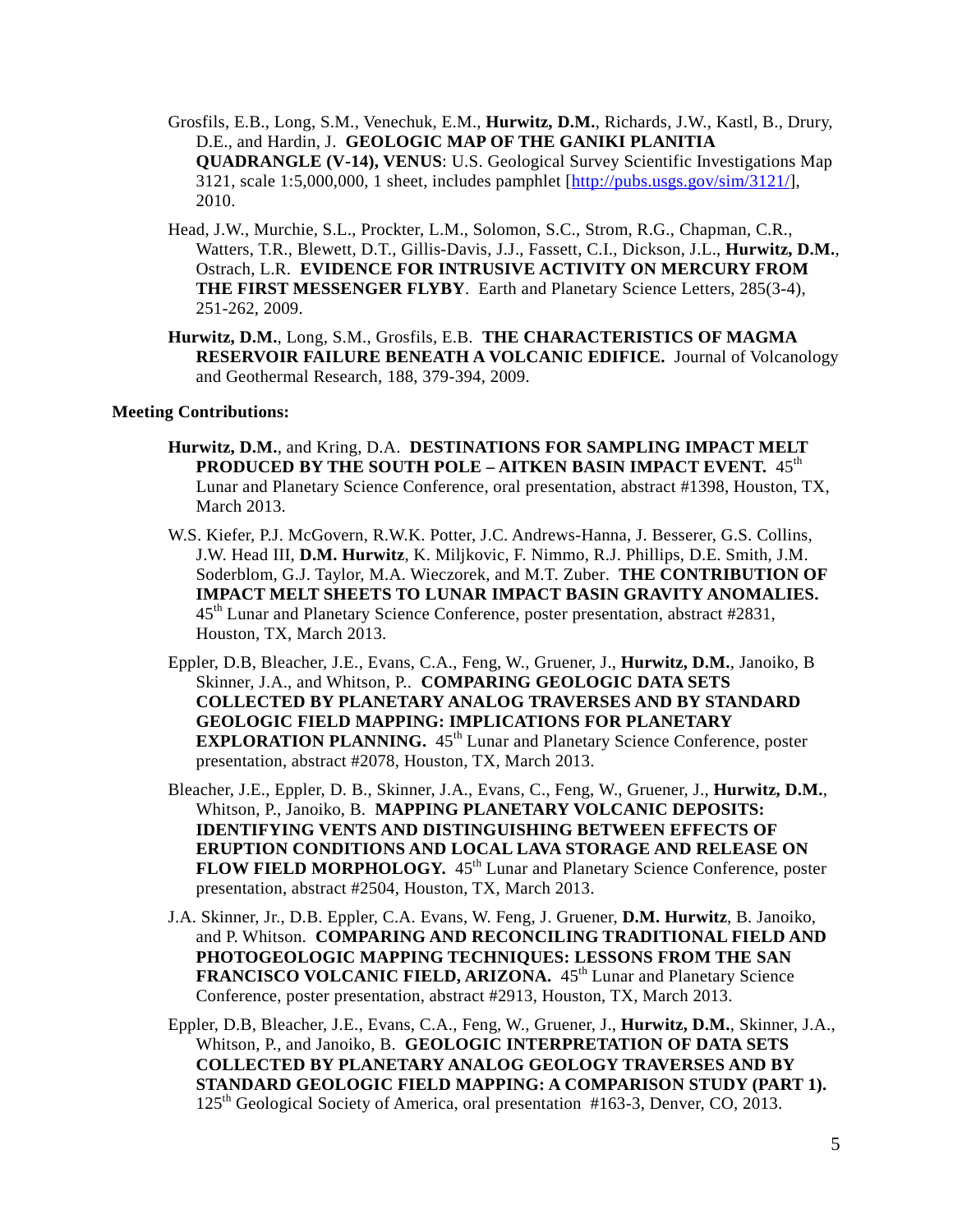Grosfils, E.B., Long, S.M., Venechuk, E.M., **Hurwitz, D.M.**, Richards, J.W., Kastl, B., Drury, D.E., and Hardin, J. **GEOLOGIC MAP OF THE GANIKI PLANITIA QUADRANGLE (V-14), VENUS**: U.S. Geological Survey Scientific Investigations Map 3121, scale 1:5,000,000, 1 sheet, includes pamphlet [http://pubs.usgs.gov/sim/3121/], 2010.

Head, J.W., Murchie, S.L., Prockter, L.M., Solomon, S.C., Strom, R.G., Chapman, C.R., Watters, T.R., Blewett, D.T., Gillis-Davis, J.J., Fassett, C.I., Dickson, J.L., **Hurwitz, D.M.**, Ostrach, L.R. **EVIDENCE FOR INTRUSIVE ACTIVITY ON MERCURY FROM THE FIRST MESSENGER FLYBY**. Earth and Planetary Science Letters, 285(3-4), 251-262, 2009.

**Hurwitz, D.M.**, Long, S.M., Grosfils, E.B. **THE CHARACTERISTICS OF MAGMA RESERVOIR FAILURE BENEATH A VOLCANIC EDIFICE.** Journal of Volcanology and Geothermal Research, 188, 379-394, 2009.

**Meeting Contributions:**

**Hurwitz, D.M.**, and Kring, D.A. **DESTINATIONS FOR SAMPLING IMPACT MELT PRODUCED BY THE SOUTH POLE – AITKEN BASIN IMPACT EVENT.** 45th Lunar and Planetary Science Conference, oral presentation, abstract #1398, Houston, TX, March 2013.

W.S. Kiefer, P.J. McGovern, R.W.K. Potter, J.C. Andrews-Hanna, J. Besserer, G.S. Collins, J.W. Head III, **D.M. Hurwitz**, K. Miljkovic, F. Nimmo, R.J. Phillips, D.E. Smith, J.M. Soderblom, G.J. Taylor, M.A. Wieczorek, and M.T. Zuber. **THE CONTRIBUTION OF IMPACT MELT SHEETS TO LUNAR IMPACT BASIN GRAVITY ANOMALIES.** 45th Lunar and Planetary Science Conference, poster presentation, abstract #2831, Houston, TX, March 2013.

Eppler, D.B, Bleacher, J.E., Evans, C.A., Feng, W., Gruener, J., **Hurwitz, D.M.**, Janoiko, B Skinner, J.A., and Whitson, P.. **COMPARING GEOLOGIC DATA SETS COLLECTED BY PLANETARY ANALOG TRAVERSES AND BY STANDARD GEOLOGIC FIELD MAPPING: IMPLICATIONS FOR PLANETARY EXPLORATION PLANNING.** 45th Lunar and Planetary Science Conference, poster presentation, abstract #2078, Houston, TX, March 2013.

Bleacher, J.E., Eppler, D. B., Skinner, J.A., Evans, C., Feng, W., Gruener, J., **Hurwitz, D.M.**, Whitson, P., Janoiko, B. **MAPPING PLANETARY VOLCANIC DEPOSITS: IDENTIFYING VENTS AND DISTINGUISHING BETWEEN EFFECTS OF ERUPTION CONDITIONS AND LOCAL LAVA STORAGE AND RELEASE ON FLOW FIELD MORPHOLOGY.** 45th Lunar and Planetary Science Conference, poster presentation, abstract #2504, Houston, TX, March 2013.

J.A. Skinner, Jr., D.B. Eppler, C.A. Evans, W. Feng, J. Gruener, **D.M. Hurwitz**, B. Janoiko, and P. Whitson. **COMPARING AND RECONCILING TRADITIONAL FIELD AND PHOTOGEOLOGIC MAPPING TECHNIQUES: LESSONS FROM THE SAN FRANCISCO VOLCANIC FIELD, ARIZONA.** 45th Lunar and Planetary Science Conference, poster presentation, abstract #2913, Houston, TX, March 2013.

Eppler, D.B, Bleacher, J.E., Evans, C.A., Feng, W., Gruener, J., **Hurwitz, D.M.**, Skinner, J.A., Whitson, P., and Janoiko, B. **GEOLOGIC INTERPRETATION OF DATA SETS COLLECTED BY PLANETARY ANALOG GEOLOGY TRAVERSES AND BY STANDARD GEOLOGIC FIELD MAPPING: A COMPARISON STUDY (PART 1).** 125th Geological Society of America, oral presentation #163-3, Denver, CO, 2013.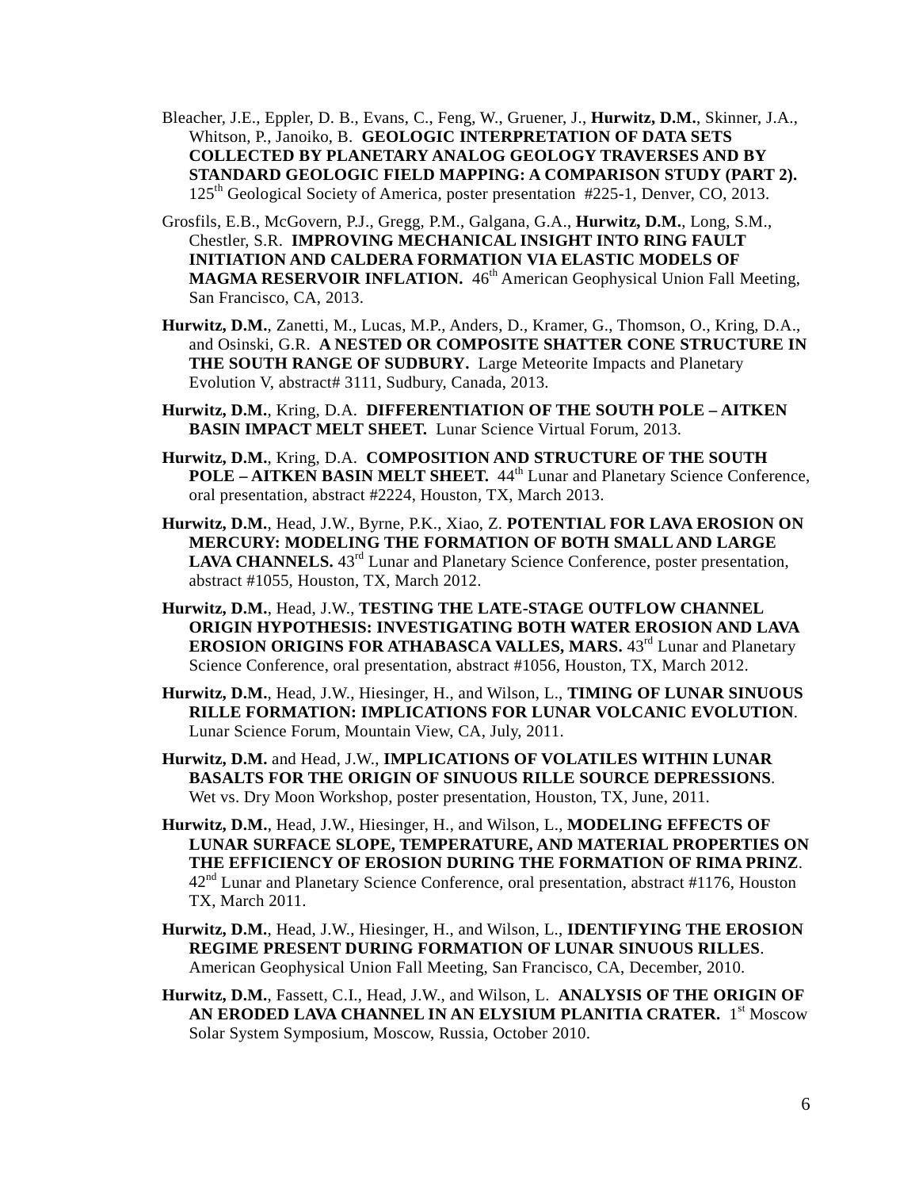Bleacher, J.E., Eppler, D. B., Evans, C., Feng, W., Gruener, J., **Hurwitz, D.M.**, Skinner, J.A., Whitson, P., Janoiko, B. **GEOLOGIC INTERPRETATION OF DATA SETS COLLECTED BY PLANETARY ANALOG GEOLOGY TRAVERSES AND BY STANDARD GEOLOGIC FIELD MAPPING: A COMPARISON STUDY (PART 2).** 125th Geological Society of America, poster presentation #225-1, Denver, CO, 2013.

Grosfils, E.B., McGovern, P.J., Gregg, P.M., Galgana, G.A., **Hurwitz, D.M.**, Long, S.M., Chestler, S.R. **IMPROVING MECHANICAL INSIGHT INTO RING FAULT INITIATION AND CALDERA FORMATION VIA ELASTIC MODELS OF MAGMA RESERVOIR INFLATION.** 46th American Geophysical Union Fall Meeting, San Francisco, CA, 2013.

**Hurwitz, D.M.**, Zanetti, M., Lucas, M.P., Anders, D., Kramer, G., Thomson, O., Kring, D.A., and Osinski, G.R. **A NESTED OR COMPOSITE SHATTER CONE STRUCTURE IN THE SOUTH RANGE OF SUDBURY.** Large Meteorite Impacts and Planetary Evolution V, abstract# 3111, Sudbury, Canada, 2013.

**Hurwitz, D.M.**, Kring, D.A. **DIFFERENTIATION OF THE SOUTH POLE – AITKEN BASIN IMPACT MELT SHEET.** Lunar Science Virtual Forum, 2013.

**Hurwitz, D.M.**, Kring, D.A. **COMPOSITION AND STRUCTURE OF THE SOUTH POLE – AITKEN BASIN MELT SHEET.** 44th Lunar and Planetary Science Conference, oral presentation, abstract #2224, Houston, TX, March 2013.

**Hurwitz, D.M.**, Head, J.W., Byrne, P.K., Xiao, Z. **POTENTIAL FOR LAVA EROSION ON MERCURY: MODELING THE FORMATION OF BOTH SMALL AND LARGE LAVA CHANNELS.** 43rd Lunar and Planetary Science Conference, poster presentation, abstract #1055, Houston, TX, March 2012.

**Hurwitz, D.M.**, Head, J.W., **TESTING THE LATE-STAGE OUTFLOW CHANNEL ORIGIN HYPOTHESIS: INVESTIGATING BOTH WATER EROSION AND LAVA EROSION ORIGINS FOR ATHABASCA VALLES, MARS.** 43rd Lunar and Planetary Science Conference, oral presentation, abstract #1056, Houston, TX, March 2012.

**Hurwitz, D.M.**, Head, J.W., Hiesinger, H., and Wilson, L., **TIMING OF LUNAR SINUOUS RILLE FORMATION: IMPLICATIONS FOR LUNAR VOLCANIC EVOLUTION**. Lunar Science Forum, Mountain View, CA, July, 2011.

**Hurwitz, D.M.** and Head, J.W., **IMPLICATIONS OF VOLATILES WITHIN LUNAR BASALTS FOR THE ORIGIN OF SINUOUS RILLE SOURCE DEPRESSIONS**. Wet vs. Dry Moon Workshop, poster presentation, Houston, TX, June, 2011.

**Hurwitz, D.M.**, Head, J.W., Hiesinger, H., and Wilson, L., **MODELING EFFECTS OF LUNAR SURFACE SLOPE, TEMPERATURE, AND MATERIAL PROPERTIES ON THE EFFICIENCY OF EROSION DURING THE FORMATION OF RIMA PRINZ**. 42nd Lunar and Planetary Science Conference, oral presentation, abstract #1176, Houston TX, March 2011.

**Hurwitz, D.M.**, Head, J.W., Hiesinger, H., and Wilson, L., **IDENTIFYING THE EROSION REGIME PRESENT DURING FORMATION OF LUNAR SINUOUS RILLES**. American Geophysical Union Fall Meeting, San Francisco, CA, December, 2010.

**Hurwitz, D.M.**, Fassett, C.I., Head, J.W., and Wilson, L. **ANALYSIS OF THE ORIGIN OF AN ERODED LAVA CHANNEL IN AN ELYSIUM PLANITIA CRATER.** 1st Moscow Solar System Symposium, Moscow, Russia, October 2010.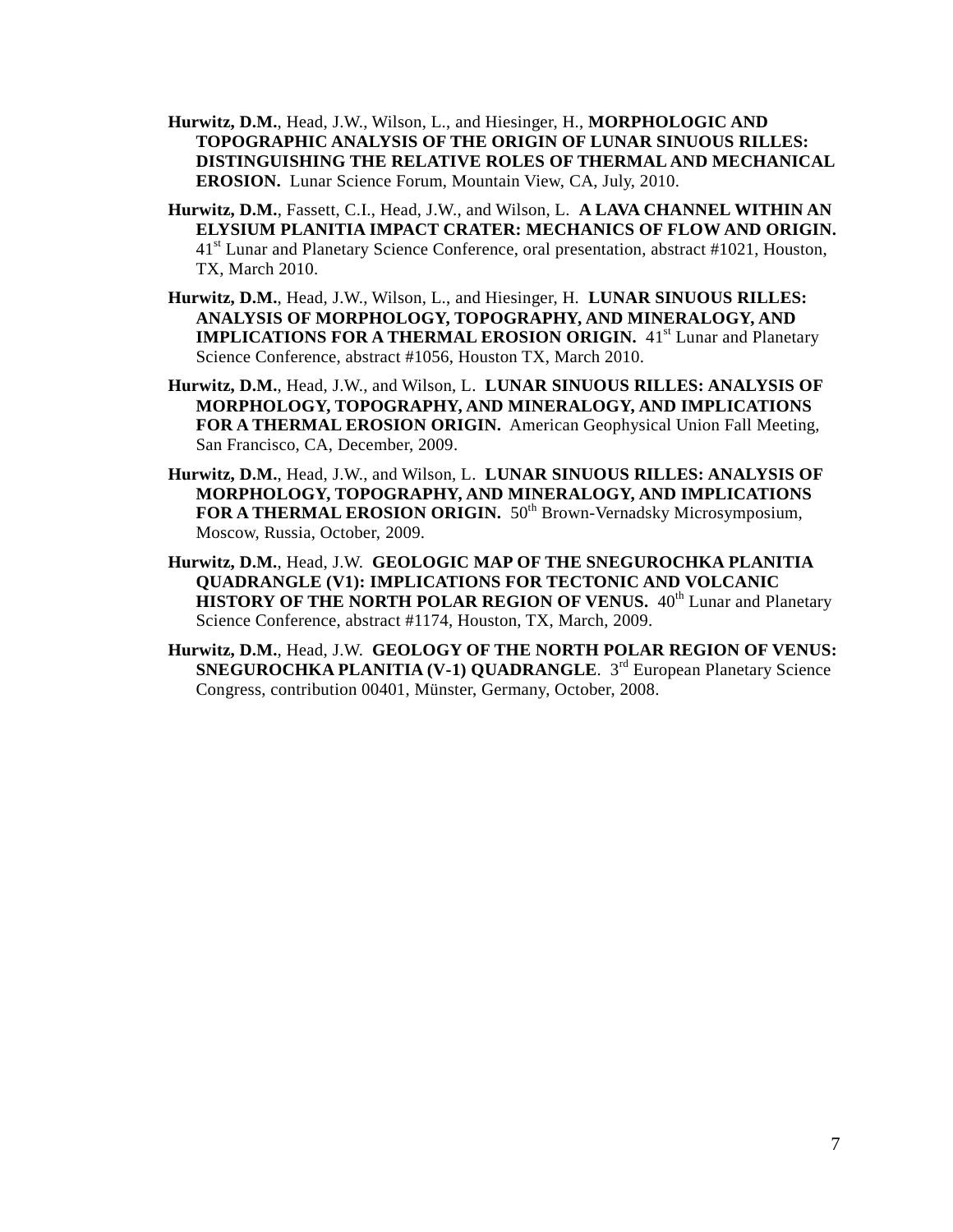**Hurwitz, D.M.**, Head, J.W., Wilson, L., and Hiesinger, H., **MORPHOLOGIC AND TOPOGRAPHIC ANALYSIS OF THE ORIGIN OF LUNAR SINUOUS RILLES: DISTINGUISHING THE RELATIVE ROLES OF THERMAL AND MECHANICAL EROSION.** Lunar Science Forum, Mountain View, CA, July, 2010.

**Hurwitz, D.M.**, Fassett, C.I., Head, J.W., and Wilson, L. **A LAVA CHANNEL WITHIN AN ELYSIUM PLANITIA IMPACT CRATER: MECHANICS OF FLOW AND ORIGIN.** 41st Lunar and Planetary Science Conference, oral presentation, abstract #1021, Houston, TX, March 2010.

**Hurwitz, D.M.**, Head, J.W., Wilson, L., and Hiesinger, H. **LUNAR SINUOUS RILLES: ANALYSIS OF MORPHOLOGY, TOPOGRAPHY, AND MINERALOGY, AND IMPLICATIONS FOR A THERMAL EROSION ORIGIN.** 41st Lunar and Planetary Science Conference, abstract #1056, Houston TX, March 2010.

**Hurwitz, D.M.**, Head, J.W., and Wilson, L. **LUNAR SINUOUS RILLES: ANALYSIS OF MORPHOLOGY, TOPOGRAPHY, AND MINERALOGY, AND IMPLICATIONS FOR A THERMAL EROSION ORIGIN.** American Geophysical Union Fall Meeting, San Francisco, CA, December, 2009.

**Hurwitz, D.M.**, Head, J.W., and Wilson, L. **LUNAR SINUOUS RILLES: ANALYSIS OF MORPHOLOGY, TOPOGRAPHY, AND MINERALOGY, AND IMPLICATIONS FOR A THERMAL EROSION ORIGIN.** 50th Brown-Vernadsky Microsymposium, Moscow, Russia, October, 2009.

**Hurwitz, D.M.**, Head, J.W. **GEOLOGIC MAP OF THE SNEGUROCHKA PLANITIA QUADRANGLE (V1): IMPLICATIONS FOR TECTONIC AND VOLCANIC HISTORY OF THE NORTH POLAR REGION OF VENUS.** 40th Lunar and Planetary Science Conference, abstract #1174, Houston, TX, March, 2009.

**Hurwitz, D.M.**, Head, J.W. **GEOLOGY OF THE NORTH POLAR REGION OF VENUS: SNEGUROCHKA PLANITIA (V-1) QUADRANGLE**. 3rd European Planetary Science Congress, contribution 00401, Münster, Germany, October, 2008.